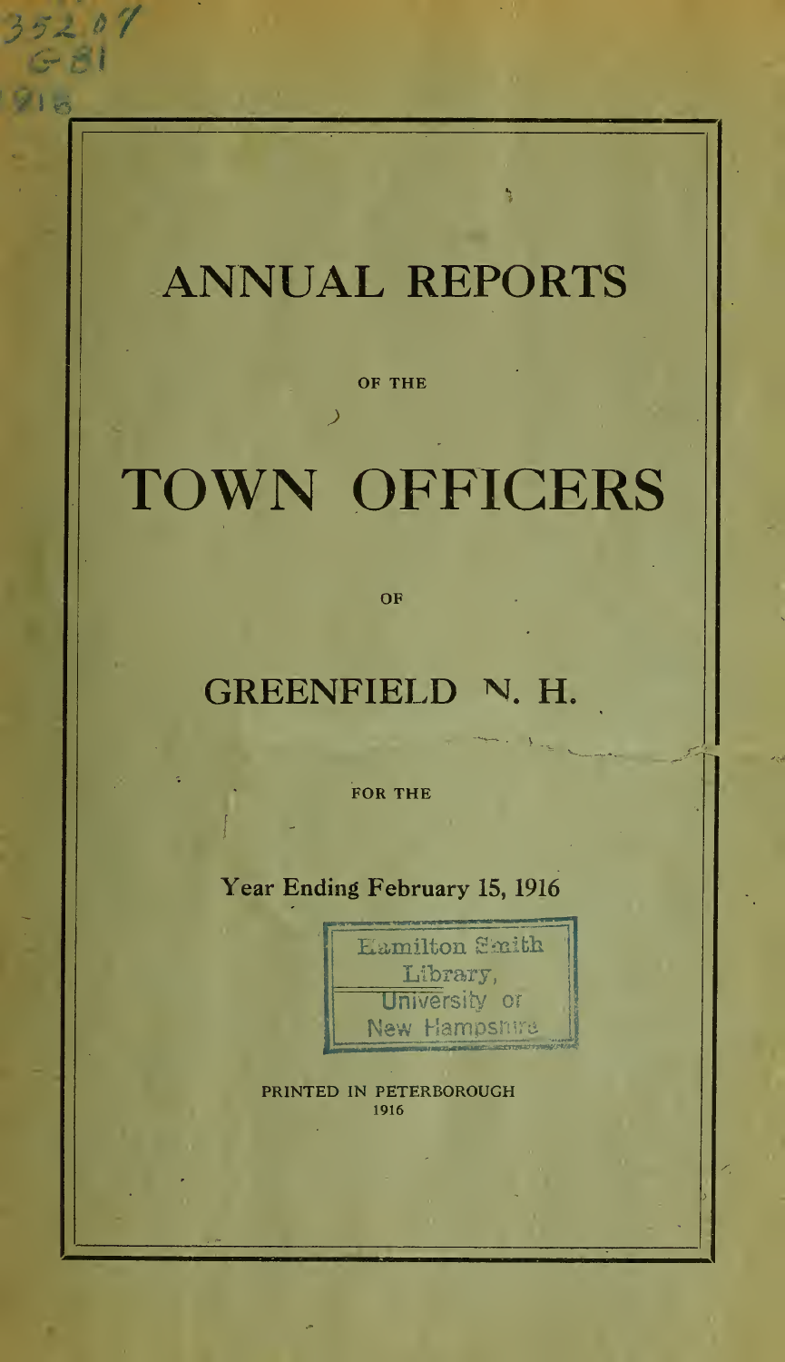# ANNUAL REPORTS

OF THE

# TOWN OFFICERS

OF

## GREENFIELD N. H.

FOR THE

### Year Ending February 15, 1916

Hamilton Smith Library, University of New Hampshire

PRINTED IN PETERBOROUGH
1916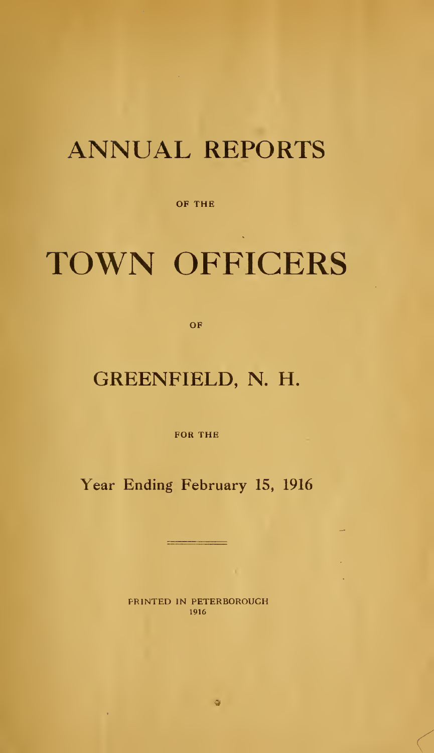# ANNUAL REPORTS

OF THE

# TOWN OFFICERS

OF

## GREENFIELD, N. H.

FOR THE

Year Ending February 15, 1916

PRINTED IN PETERBOROUGH
1916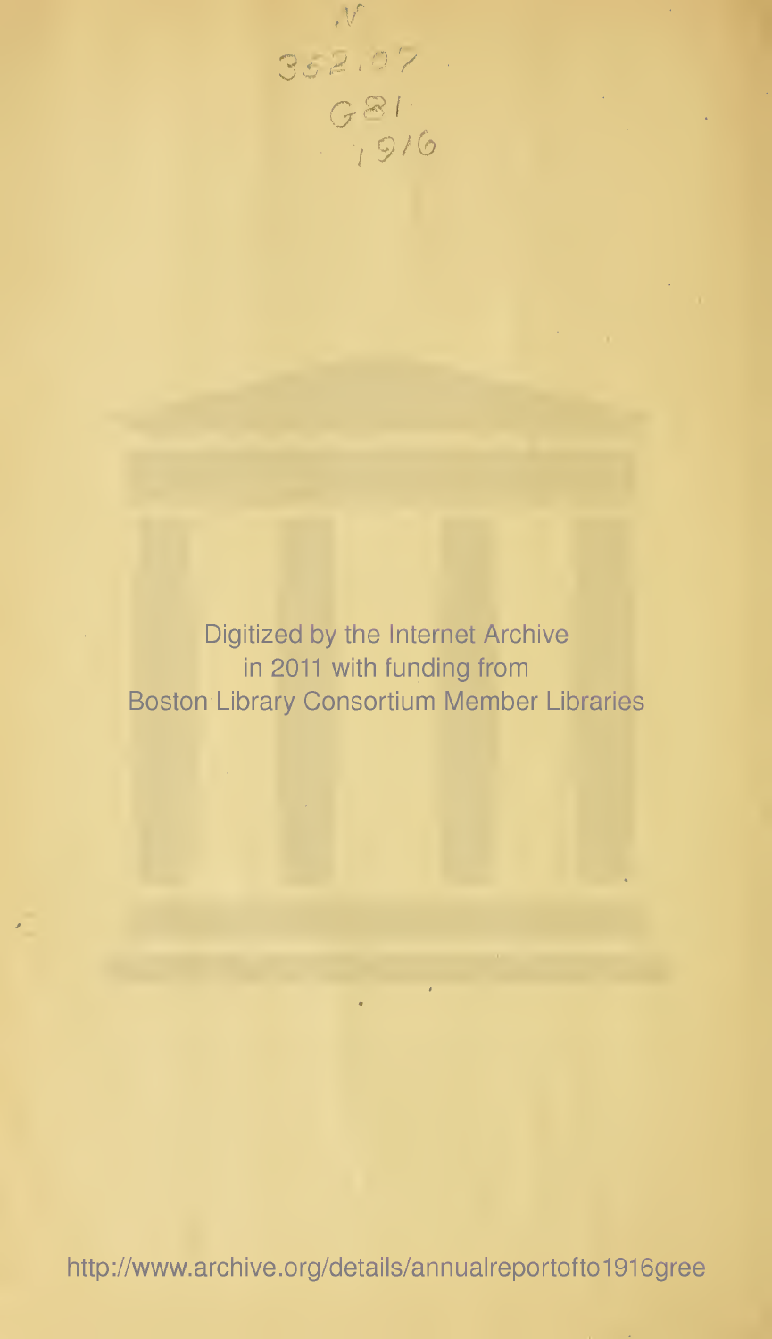N
352.07
G81
1916

Digitized by the Internet Archive
in 2011 with funding from
Boston Library Consortium Member Libraries

http://www.archive.org/details/annualreportofto1916gree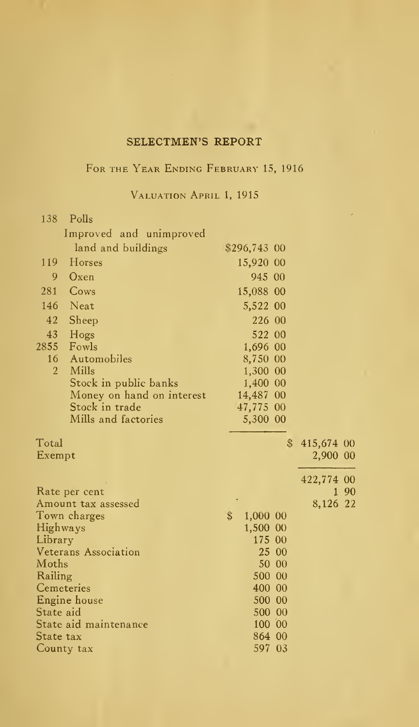## SELECTMEN'S REPORT

### For the Year Ending February 15, 1916

### Valuation April 1, 1915

| | | | |
|---|---|---|---|
| 138 | Polls | | |
| | Improved and unimproved land and buildings | $296,743 00 | |
| 119 | Horses | 15,920 00 | |
| 9 | Oxen | 945 00 | |
| 281 | Cows | 15,088 00 | |
| 146 | Neat | 5,522 00 | |
| 42 | Sheep | 226 00 | |
| 43 | Hogs | 522 00 | |
| 2855 | Fowls | 1,696 00 | |
| 16 | Automobiles | 8,750 00 | |
| 2 | Mills | 1,300 00 | |
| | Stock in public banks | 1,400 00 | |
| | Money on hand on interest | 14,487 00 | |
| | Stock in trade | 47,775 00 | |
| | Mills and factories | 5,300 00 | |
| Total | | | $ 415,674 00 |
| Exempt | | | 2,900 00 |
| | | | 422,774 00 |
| Rate per cent | | | 1 90 |
| Amount tax assessed | | | 8,126 22 |
| Town charges | | $ 1,000 00 | |
| Highways | | 1,500 00 | |
| Library | | 175 00 | |
| Veterans Association | | 25 00 | |
| Moths | | 50 00 | |
| Railing | | 500 00 | |
| Cemeteries | | 400 00 | |
| Engine house | | 500 00 | |
| State aid | | 500 00 | |
| State aid maintenance | | 100 00 | |
| State tax | | 864 00 | |
| County tax | | 597 03 | |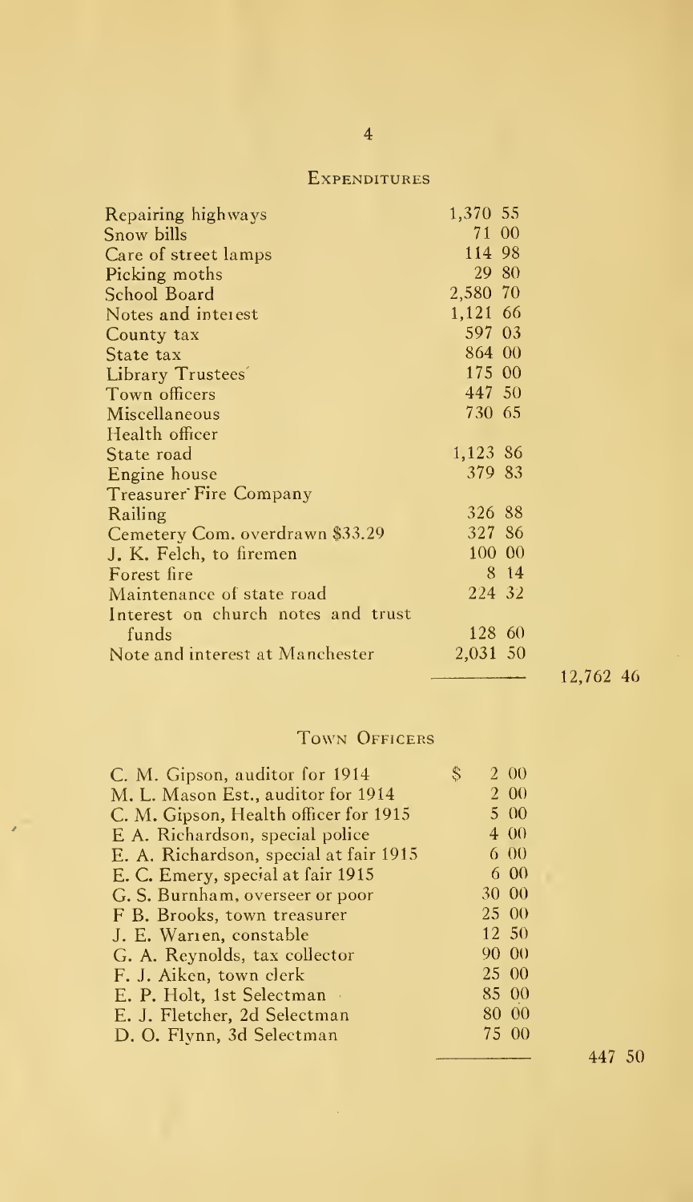## EXPENDITURES

| | | |
|---|---|---|
| Repairing highways | 1,370 55 | |
| Snow bills | 71 00 | |
| Care of street lamps | 114 98 | |
| Picking moths | 29 80 | |
| School Board | 2,580 70 | |
| Notes and interest | 1,121 66 | |
| County tax | 597 03 | |
| State tax | 864 00 | |
| Library Trustees | 175 00 | |
| Town officers | 447 50 | |
| Miscellaneous | 730 65 | |
| Health officer | | |
| State road | 1,123 86 | |
| Engine house | 379 83 | |
| Treasurer Fire Company | | |
| Railing | 326 88 | |
| Cemetery Com. overdrawn $33.29 | 327 86 | |
| J. K. Felch, to firemen | 100 00 | |
| Forest fire | 8 14 | |
| Maintenance of state road | 224 32 | |
| Interest on church notes and trust funds | 128 60 | |
| Note and interest at Manchester | 2,031 50 | |
| | | 12,762 46 |

## TOWN OFFICERS

| | | |
|---|---|---|
| C. M. Gipson, auditor for 1914 | $ 2 00 | |
| M. L. Mason Est., auditor for 1914 | 2 00 | |
| C. M. Gipson, Health officer for 1915 | 5 00 | |
| E A. Richardson, special police | 4 00 | |
| E. A. Richardson, special at fair 1915 | 6 00 | |
| E. C. Emery, special at fair 1915 | 6 00 | |
| G. S. Burnham, overseer or poor | 30 00 | |
| F B. Brooks, town treasurer | 25 00 | |
| J. E. Warren, constable | 12 50 | |
| G. A. Reynolds, tax collector | 90 00 | |
| F. J. Aiken, town clerk | 25 00 | |
| E. P. Holt, 1st Selectman | 85 00 | |
| E. J. Fletcher, 2d Selectman | 80 00 | |
| D. O. Flynn, 3d Selectman | 75 00 | |
| | | 447 50 |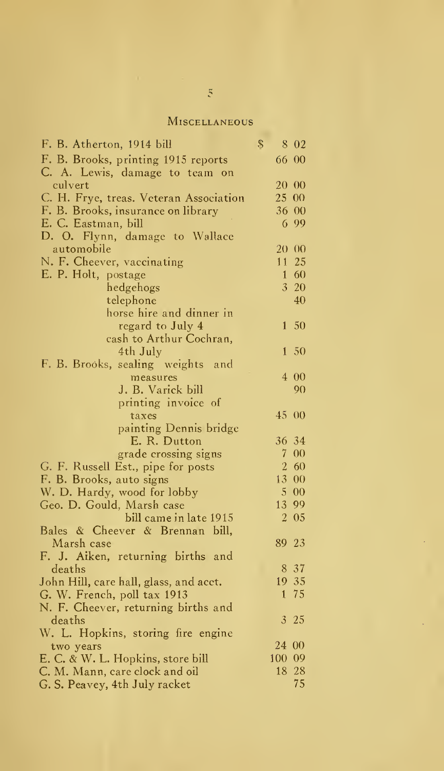## Miscellaneous

| | |
|---|---|
| F. B. Atherton, 1914 bill | $ 8 02 |
| F. B. Brooks, printing 1915 reports | 66 00 |
| C. A. Lewis, damage to team on culvert | 20 00 |
| C. H. Frye, treas. Veteran Association | 25 00 |
| F. B. Brooks, insurance on library | 36 00 |
| E. C. Eastman, bill | 6 99 |
| D. O. Flynn, damage to Wallace automobile | 20 00 |
| N. F. Cheever, vaccinating | 11 25 |
| E. P. Holt, postage | 1 60 |
| hedgehogs | 3 20 |
| telephone | 40 |
| horse hire and dinner in regard to July 4 | 1 50 |
| cash to Arthur Cochran, 4th July | 1 50 |
| F. B. Brooks, sealing weights and measures | 4 00 |
| J. B. Varick bill | 90 |
| printing invoice of taxes | 45 00 |
| painting Dennis bridge E. R. Dutton | 36 34 |
| grade crossing signs | 7 00 |
| G. F. Russell Est., pipe for posts | 2 60 |
| F. B. Brooks, auto signs | 13 00 |
| W. D. Hardy, wood for lobby | 5 00 |
| Geo. D. Gould, Marsh case | 13 99 |
| bill came in late 1915 | 2 05 |
| Bales & Cheever & Brennan bill, Marsh case | 89 23 |
| F. J. Aiken, returning births and deaths | 8 37 |
| John Hill, care hall, glass, and acct. | 19 35 |
| G. W. French, poll tax 1913 | 1 75 |
| N. F. Cheever, returning births and deaths | 3 25 |
| W. L. Hopkins, storing fire engine two years | 24 00 |
| E. C. & W. L. Hopkins, store bill | 100 09 |
| C. M. Mann, care clock and oil | 18 28 |
| G. S. Peavey, 4th July racket | 75 |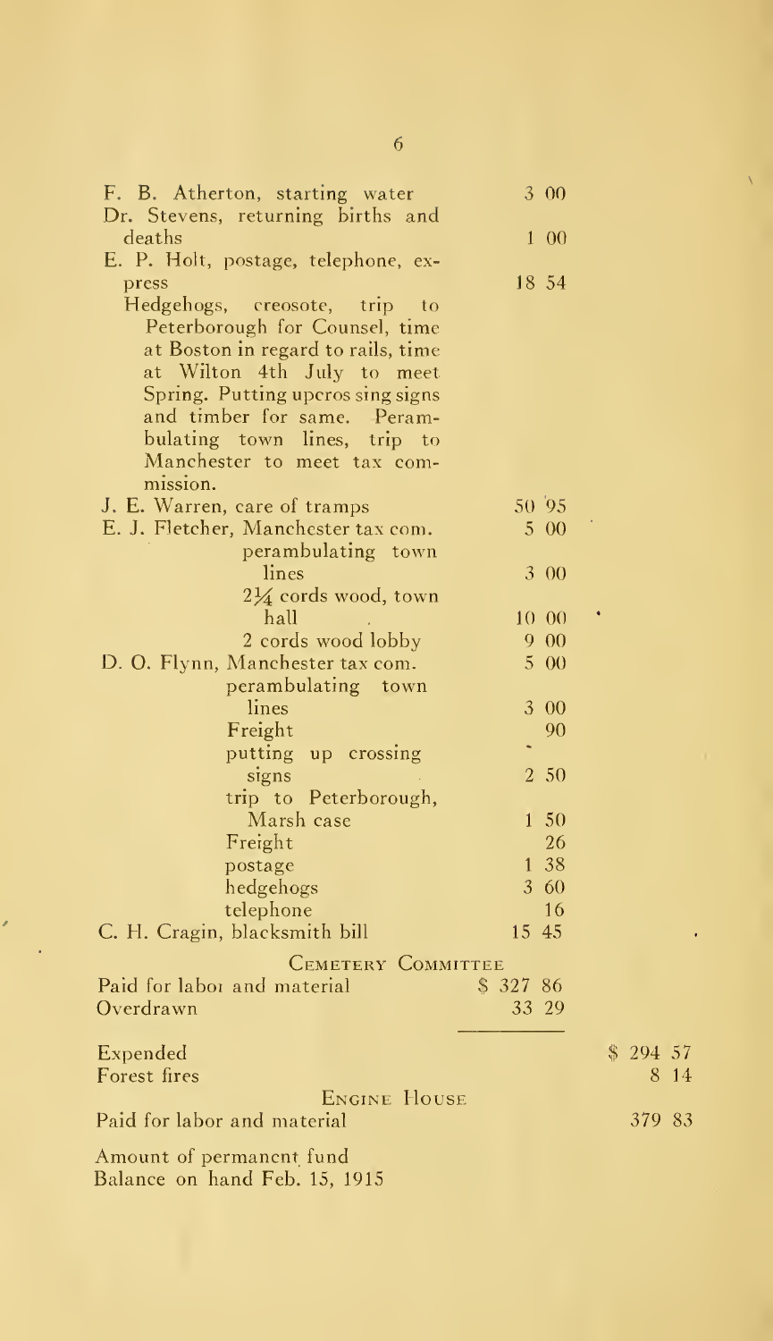| | | |
|---|---|---|
| F. B. Atherton, starting water | 3 00 | |
| Dr. Stevens, returning births and deaths | 1 00 | |
| E. P. Holt, postage, telephone, express | 18 54 | |
| Hedgehogs, creosote, trip to Peterborough for Counsel, time at Boston in regard to rails, time at Wilton 4th July to meet Spring. Putting upcros sing signs and timber for same. Perambulating town lines, trip to Manchester to meet tax commission. | | |
| J. E. Warren, care of tramps | 50 95 | |
| E. J. Fletcher, Manchester tax com. | 5 00 | |
| perambulating town lines | 3 00 | |
| 2¼ cords wood, town hall | 10 00 | |
| 2 cords wood lobby | 9 00 | |
| D. O. Flynn, Manchester tax com. | 5 00 | |
| perambulating town lines | 3 00 | |
| Freight | 90 | |
| putting up crossing signs | 2 50 | |
| trip to Peterborough, Marsh case | 1 50 | |
| Freight | 26 | |
| postage | 1 38 | |
| hedgehogs | 3 60 | |
| telephone | 16 | |
| C. H. Cragin, blacksmith bill | 15 45 | |

CEMETERY COMMITTEE

| | | |
|---|---|---|
| Paid for labor and material | $ 327 86 | |
| Overdrawn | 33 29 | |
| Expended | | $ 294 57 |
| Forest fires | | 8 14 |

ENGINE HOUSE

| | | |
|---|---|---|
| Paid for labor and material | | 379 83 |

Amount of permanent fund
Balance on hand Feb. 15, 1915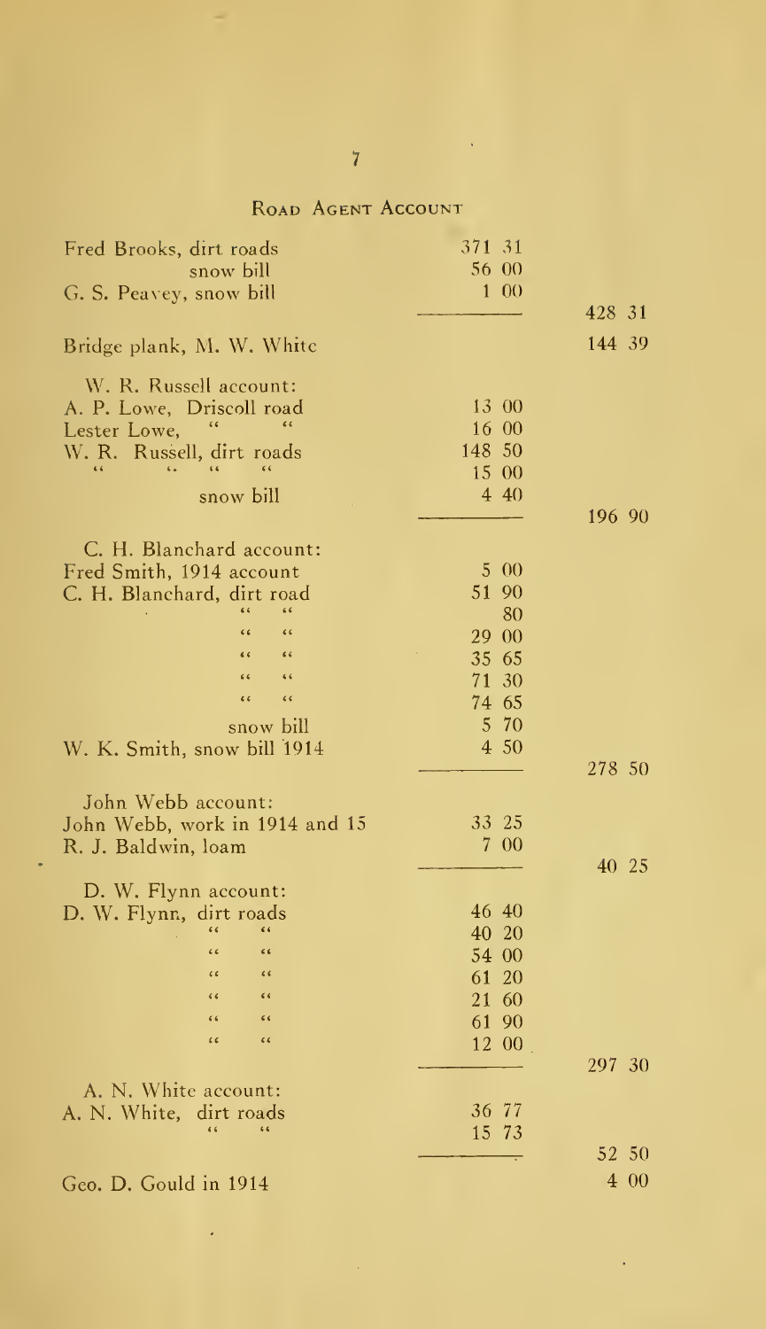## Road Agent Account

| | | |
|---|---|---|
| Fred Brooks, dirt roads | 371 31 | |
| snow bill | 56 00 | |
| G. S. Peavey, snow bill | 1 00 | |
| | | 428 31 |
| Bridge plank, M. W. White | | 144 39 |
| W. R. Russell account: | | |
| A. P. Lowe, Driscoll road | 13 00 | |
| Lester Lowe, " " | 16 00 | |
| W. R. Russell, dirt roads | 148 50 | |
| " " " " | 15 00 | |
| snow bill | 4 40 | |
| | | 196 90 |
| C. H. Blanchard account: | | |
| Fred Smith, 1914 account | 5 00 | |
| C. H. Blanchard, dirt road | 51 90 | |
| " " | 80 | |
| " " | 29 00 | |
| " " | 35 65 | |
| " " | 71 30 | |
| " " | 74 65 | |
| snow bill | 5 70 | |
| W. K. Smith, snow bill 1914 | 4 50 | |
| | | 278 50 |
| John Webb account: | | |
| John Webb, work in 1914 and 15 | 33 25 | |
| R. J. Baldwin, loam | 7 00 | |
| | | 40 25 |
| D. W. Flynn account: | | |
| D. W. Flynn, dirt roads | 46 40 | |
| " " | 40 20 | |
| " " | 54 00 | |
| " " | 61 20 | |
| " " | 21 60 | |
| " " | 61 90 | |
| " " | 12 00 | |
| | | 297 30 |
| A. N. White account: | | |
| A. N. White, dirt roads | 36 77 | |
| " " | 15 73 | |
| | | 52 50 |
| Geo. D. Gould in 1914 | | 4 00 |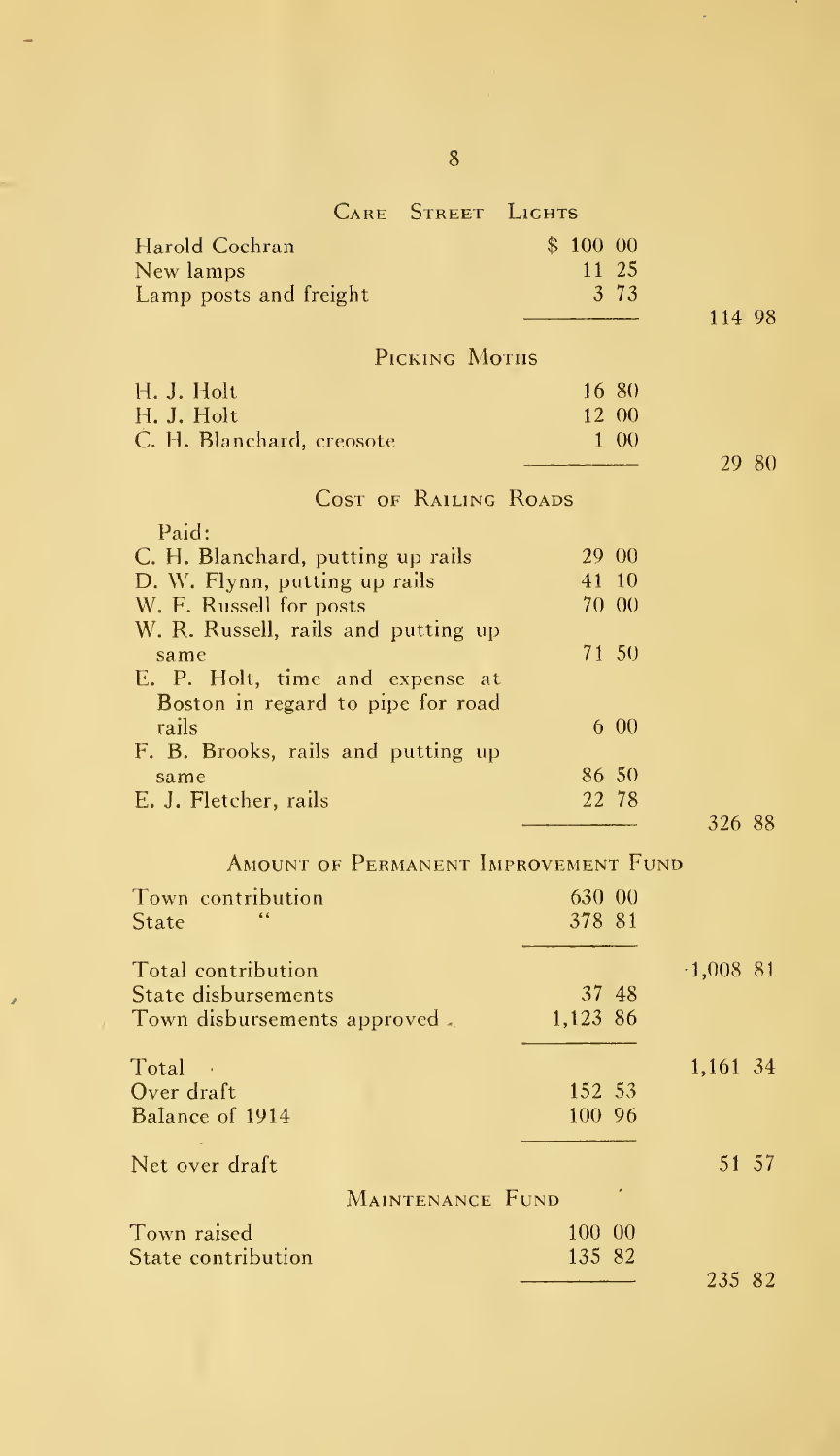## Care Street Lights

| | | |
|---|---|---|
| Harold Cochran | $ 100 00 | |
| New lamps | 11 25 | |
| Lamp posts and freight | 3 73 | |
| | | 114 98 |

## Picking Moths

| | | |
|---|---|---|
| H. J. Holt | 16 80 | |
| H. J. Holt | 12 00 | |
| C. H. Blanchard, creosote | 1 00 | |
| | | 29 80 |

## Cost of Railing Roads

| | | |
|---|---|---|
| Paid: | | |
| C. H. Blanchard, putting up rails | 29 00 | |
| D. W. Flynn, putting up rails | 41 10 | |
| W. F. Russell for posts | 70 00 | |
| W. R. Russell, rails and putting up same | 71 50 | |
| E. P. Holt, time and expense at Boston in regard to pipe for road rails | 6 00 | |
| F. B. Brooks, rails and putting up same | 86 50 | |
| E. J. Fletcher, rails | 22 78 | |
| | | 326 88 |

## Amount of Permanent Improvement Fund

| | | |
|---|---|---|
| Town contribution | 630 00 | |
| State " | 378 81 | |
| Total contribution | | 1,008 81 |
| State disbursements | 37 48 | |
| Town disbursements approved | 1,123 86 | |
| Total | | 1,161 34 |
| Over draft | 152 53 | |
| Balance of 1914 | 100 96 | |
| Net over draft | | 51 57 |

## Maintenance Fund

| | | |
|---|---|---|
| Town raised | 100 00 | |
| State contribution | 135 82 | |
| | | 235 82 |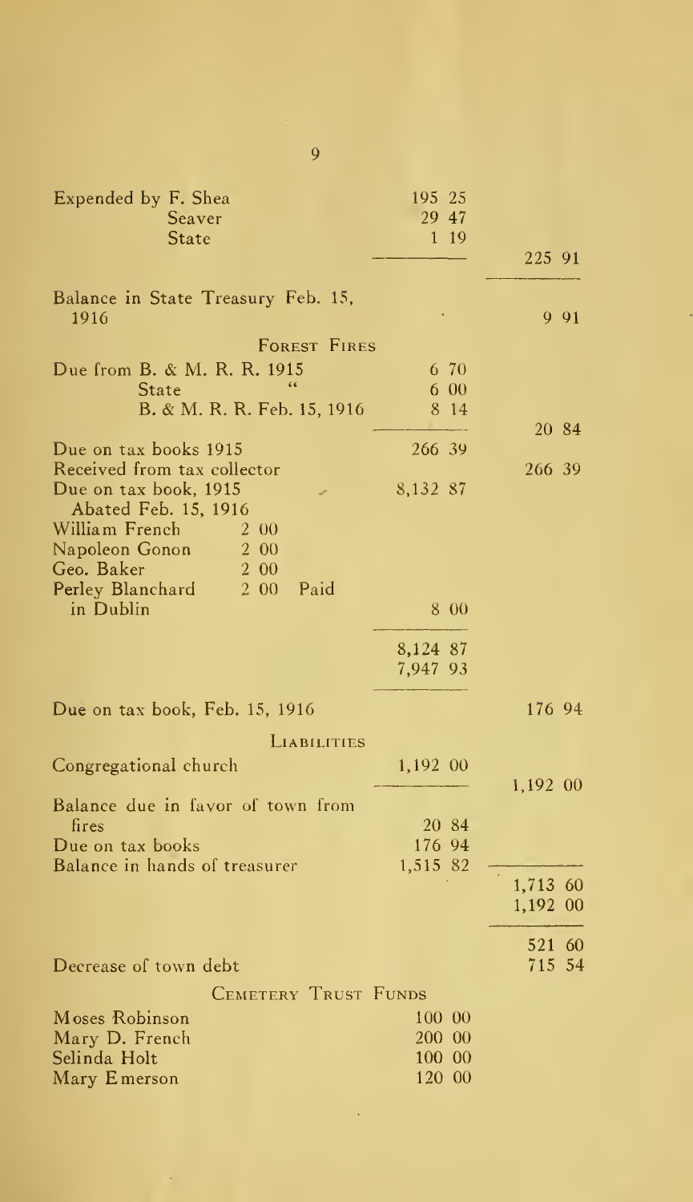| | | |
|---|---|---|
| Expended by F. Shea | 195 25 | |
| Seaver | 29 47 | |
| State | 1 19 | |
| | | 225 91 |
| Balance in State Treasury Feb. 15, 1916 | | 9 91 |

### Forest Fires

| | | |
|---|---|---|
| Due from B. & M. R. R. 1915 | 6 70 | |
| State " | 6 00 | |
| B. & M. R. R. Feb. 15, 1916 | 8 14 | |
| | | 20 84 |
| Due on tax books 1915 | 266 39 | |
| Received from tax collector | | 266 39 |
| Due on tax book, 1915 | 8,132 87 | |
| Abated Feb. 15, 1916 | | |
| William French 2 00 | | |
| Napoleon Gonon 2 00 | | |
| Geo. Baker 2 00 | | |
| Perley Blanchard 2 00 Paid in Dublin | 8 00 | |
| | 8,124 87 | |
| | 7,947 93 | |
| Due on tax book, Feb. 15, 1916 | | 176 94 |

### Liabilities

| | | |
|---|---|---|
| Congregational church | 1,192 00 | |
| | | 1,192 00 |
| Balance due in favor of town from fires | 20 84 | |
| Due on tax books | 176 94 | |
| Balance in hands of treasurer | 1,515 82 | |
| | | 1,713 60 |
| | | 1,192 00 |
| | | 521 60 |
| Decrease of town debt | | 715 54 |

### Cemetery Trust Funds

| | |
|---|---|
| Moses Robinson | 100 00 |
| Mary D. French | 200 00 |
| Selinda Holt | 100 00 |
| Mary Emerson | 120 00 |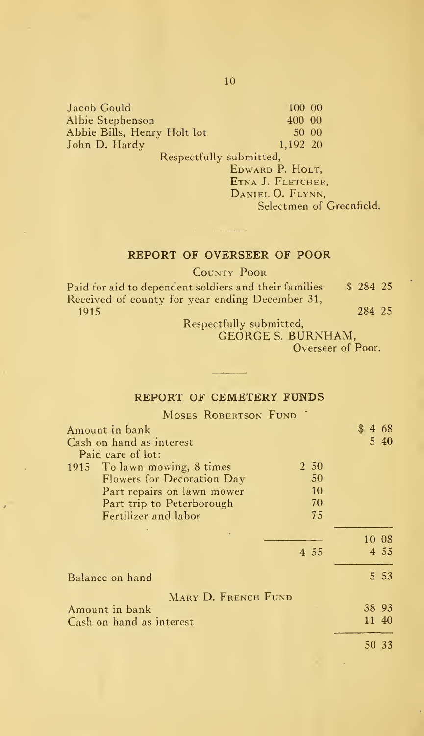| | |
|---|---|
| Jacob Gould | 100 00 |
| Albie Stephenson | 400 00 |
| Abbie Bills, Henry Holt lot | 50 00 |
| John D. Hardy | 1,192 20 |

Respectfully submitted,

EDWARD P. HOLT,
ETNA J. FLETCHER,
DANIEL O. FLYNN,
Selectmen of Greenfield.

---

## REPORT OF OVERSEER OF POOR

### County Poor

| | |
|---|---|
| Paid for aid to dependent soldiers and their families | $ 284 25 |
| Received of county for year ending December 31, 1915 | 284 25 |

Respectfully submitted,

GEORGE S. BURNHAM,
Overseer of Poor.

---

## REPORT OF CEMETERY FUNDS

### Moses Robertson Fund

| | | |
|---|---|---|
| Amount in bank | | $ 4 68 |
| Cash on hand as interest | | 5 40 |
| Paid care of lot: | | |
| 1915 To lawn mowing, 8 times | 2 50 | |
| Flowers for Decoration Day | 50 | |
| Part repairs on lawn mower | 10 | |
| Part trip to Peterborough | 70 | |
| Fertilizer and labor | 75 | |
| | | 10 08 |
| | 4 55 | 4 55 |
| Balance on hand | | 5 53 |

### Mary D. French Fund

| | |
|---|---|
| Amount in bank | 38 93 |
| Cash on hand as interest | 11 40 |
| | 50 33 |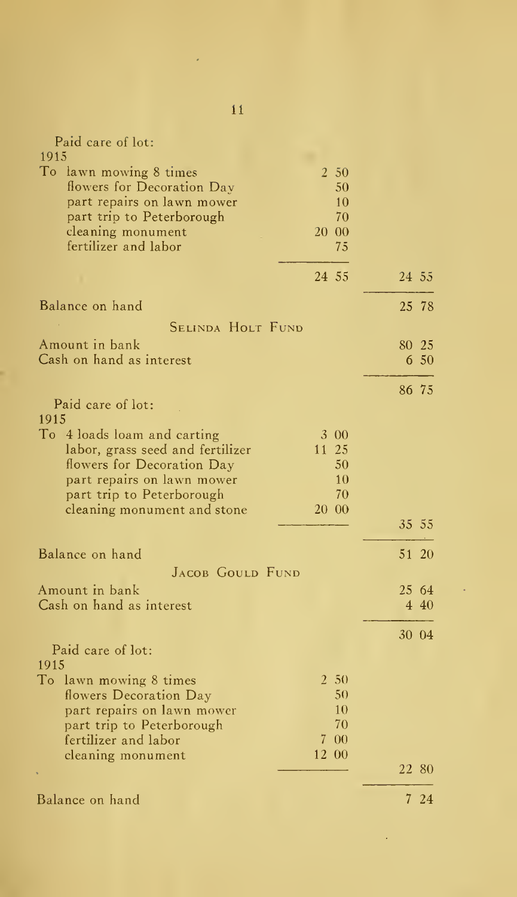Paid care of lot:

1915

| | | |
|---|---|---|
| To lawn mowing 8 times | 2 50 | |
| flowers for Decoration Day | 50 | |
| part repairs on lawn mower | 10 | |
| part trip to Peterborough | 70 | |
| cleaning monument | 20 00 | |
| fertilizer and labor | 75 | |
| | 24 55 | 24 55 |
| Balance on hand | | 25 78 |

## SELINDA HOLT FUND

| | | |
|---|---|---|
| Amount in bank | | 80 25 |
| Cash on hand as interest | | 6 50 |
| | | 86 75 |

Paid care of lot:

1915

| | | |
|---|---|---|
| To 4 loads loam and carting | 3 00 | |
| labor, grass seed and fertilizer | 11 25 | |
| flowers for Decoration Day | 50 | |
| part repairs on lawn mower | 10 | |
| part trip to Peterborough | 70 | |
| cleaning monument and stone | 20 00 | |
| | | 35 55 |
| Balance on hand | | 51 20 |

## JACOB GOULD FUND

| | | |
|---|---|---|
| Amount in bank | | 25 64 |
| Cash on hand as interest | | 4 40 |
| | | 30 04 |

Paid care of lot:

1915

| | | |
|---|---|---|
| To lawn mowing 8 times | 2 50 | |
| flowers Decoration Day | 50 | |
| part repairs on lawn mower | 10 | |
| part trip to Peterborough | 70 | |
| fertilizer and labor | 7 00 | |
| cleaning monument | 12 00 | |
| | | 22 80 |
| Balance on hand | | 7 24 |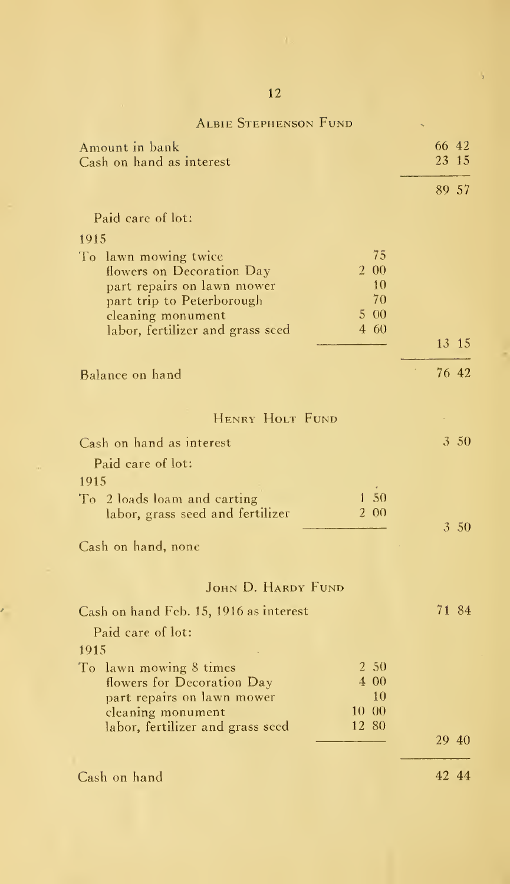## Albie Stephenson Fund

| | | |
|---|---|---|
| Amount in bank | | 66 42 |
| Cash on hand as interest | | 23 15 |
| | | 89 57 |
| Paid care of lot: | | |
| 1915 | | |
| To lawn mowing twice | 75 | |
| flowers on Decoration Day | 2 00 | |
| part repairs on lawn mower | 10 | |
| part trip to Peterborough | 70 | |
| cleaning monument | 5 00 | |
| labor, fertilizer and grass seed | 4 60 | |
| | | 13 15 |
| Balance on hand | | 76 42 |

## Henry Holt Fund

| | | |
|---|---|---|
| Cash on hand as interest | | 3 50 |
| Paid care of lot: | | |
| 1915 | | |
| To 2 loads loam and carting | 1 50 | |
| labor, grass seed and fertilizer | 2 00 | |
| | | 3 50 |
| Cash on hand, none | | |

## John D. Hardy Fund

| | | |
|---|---|---|
| Cash on hand Feb. 15, 1916 as interest | | 71 84 |
| Paid care of lot: | | |
| 1915 | | |
| To lawn mowing 8 times | 2 50 | |
| flowers for Decoration Day | 4 00 | |
| part repairs on lawn mower | 10 | |
| cleaning monument | 10 00 | |
| labor, fertilizer and grass seed | 12 80 | |
| | | 29 40 |
| Cash on hand | | 42 44 |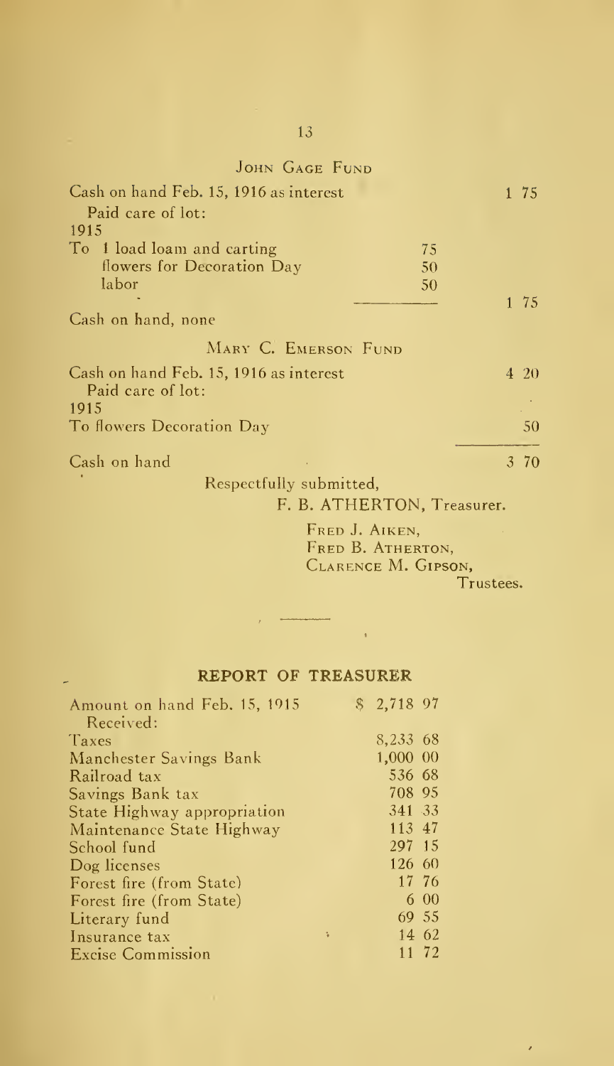## JOHN GAGE FUND

| | | |
|---|---|---|
| Cash on hand Feb. 15, 1916 as interest | | 1 75 |
| Paid care of lot: | | |
| 1915 | | |
| To 1 load loam and carting | 75 | |
| flowers for Decoration Day | 50 | |
| labor | 50 | |
| | | 1 75 |
| Cash on hand, none | | |

## MARY C. EMERSON FUND

| | |
|---|---|
| Cash on hand Feb. 15, 1916 as interest | 4 20 |
| Paid care of lot: | |
| 1915 | |
| To flowers Decoration Day | 50 |
| Cash on hand | 3 70 |

Respectfully submitted,

F. B. ATHERTON, Treasurer.

FRED J. AIKEN,
FRED B. ATHERTON,
CLARENCE M. GIPSON,
Trustees.

## REPORT OF TREASURER

| | |
|---|---|
| Amount on hand Feb. 15, 1915 | $ 2,718 97 |
| Received: | |
| Taxes | 8,233 68 |
| Manchester Savings Bank | 1,000 00 |
| Railroad tax | 536 68 |
| Savings Bank tax | 708 95 |
| State Highway appropriation | 341 33 |
| Maintenance State Highway | 113 47 |
| School fund | 297 15 |
| Dog licenses | 126 60 |
| Forest fire (from State) | 17 76 |
| Forest fire (from State) | 6 00 |
| Literary fund | 69 55 |
| Insurance tax | 14 62 |
| Excise Commission | 11 72 |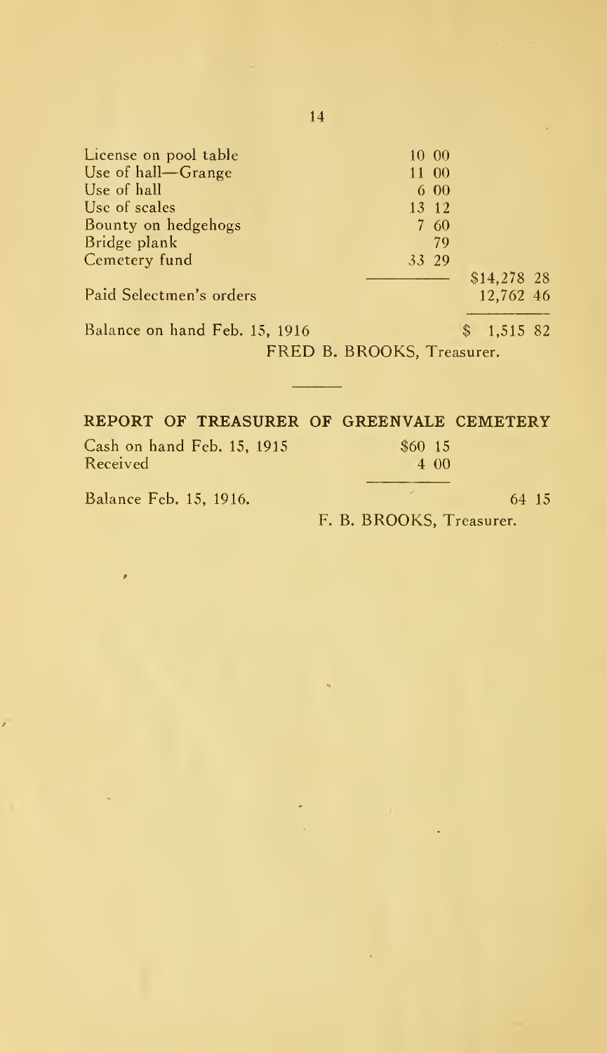| | | |
|---|---|---|
| License on pool table | 10 00 | |
| Use of hall—Grange | 11 00 | |
| Use of hall | 6 00 | |
| Use of scales | 13 12 | |
| Bounty on hedgehogs | 7 60 | |
| Bridge plank | 79 | |
| Cemetery fund | 33 29 | |
| | | $14,278 28 |
| Paid Selectmen's orders | | 12,762 46 |
| Balance on hand Feb. 15, 1916 | | $ 1,515 82 |

FRED B. BROOKS, Treasurer.

## REPORT OF TREASURER OF GREENVALE CEMETERY

| | | |
|---|---|---|
| Cash on hand Feb. 15, 1915 | $60 15 | |
| Received | 4 00 | |
| Balance Feb. 15, 1916. | | 64 15 |

F. B. BROOKS, Treasurer.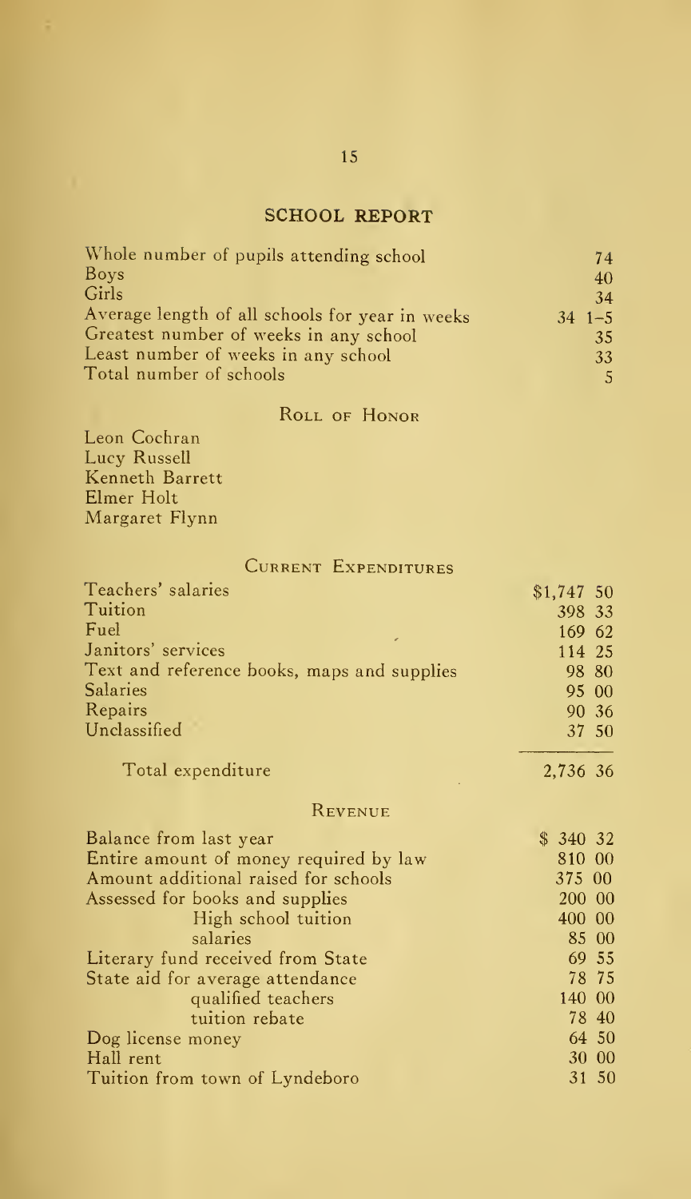## SCHOOL REPORT

| | |
|---|---|
| Whole number of pupils attending school | 74 |
| Boys | 40 |
| Girls | 34 |
| Average length of all schools for year in weeks | 34 1–5 |
| Greatest number of weeks in any school | 35 |
| Least number of weeks in any school | 33 |
| Total number of schools | 5 |

### Roll of Honor

Leon Cochran
Lucy Russell
Kenneth Barrett
Elmer Holt
Margaret Flynn

### Current Expenditures

| | |
|---|---|
| Teachers' salaries | $1,747 50 |
| Tuition | 398 33 |
| Fuel | 169 62 |
| Janitors' services | 114 25 |
| Text and reference books, maps and supplies | 98 80 |
| Salaries | 95 00 |
| Repairs | 90 36 |
| Unclassified | 37 50 |
| Total expenditure | 2,736 36 |

### Revenue

| | |
|---|---|
| Balance from last year | $ 340 32 |
| Entire amount of money required by law | 810 00 |
| Amount additional raised for schools | 375 00 |
| Assessed for books and supplies | 200 00 |
| High school tuition | 400 00 |
| salaries | 85 00 |
| Literary fund received from State | 69 55 |
| State aid for average attendance | 78 75 |
| qualified teachers | 140 00 |
| tuition rebate | 78 40 |
| Dog license money | 64 50 |
| Hall rent | 30 00 |
| Tuition from town of Lyndeboro | 31 50 |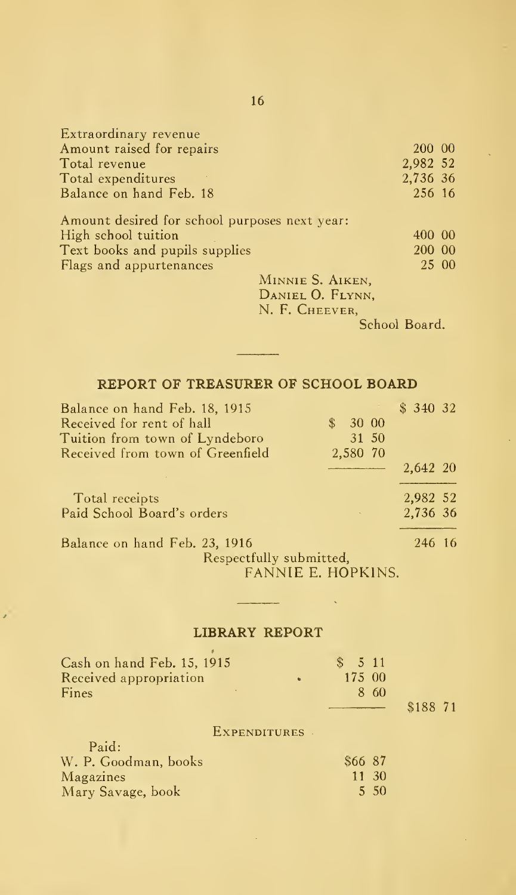| | |
|---|---|
| Extraordinary revenue | |
| Amount raised for repairs | 200 00 |
| Total revenue | 2,982 52 |
| Total expenditures | 2,736 36 |
| Balance on hand Feb. 18 | 256 16 |

| | |
|---|---|
| Amount desired for school purposes next year: | |
| High school tuition | 400 00 |
| Text books and pupils supplies | 200 00 |
| Flags and appurtenances | 25 00 |

MINNIE S. AIKEN,
DANIEL O. FLYNN,
N. F. CHEEVER,
School Board.

## REPORT OF TREASURER OF SCHOOL BOARD

| | | |
|---|---|---|
| Balance on hand Feb. 18, 1915 | | $ 340 32 |
| Received for rent of hall | $ 30 00 | |
| Tuition from town of Lyndeboro | 31 50 | |
| Received from town of Greenfield | 2,580 70 | |
| | | 2,642 20 |
| Total receipts | | 2,982 52 |
| Paid School Board's orders | | 2,736 36 |
| Balance on hand Feb. 23, 1916 | | 246 16 |

Respectfully submitted,
FANNIE E. HOPKINS.

## LIBRARY REPORT

| | | |
|---|---|---|
| Cash on hand Feb. 15, 1915 | $ 5 11 | |
| Received appropriation | 175 00 | |
| Fines | 8 60 | |
| | | $188 71 |

EXPENDITURES

| | |
|---|---|
| Paid: | |
| W. P. Goodman, books | $66 87 |
| Magazines | 11 30 |
| Mary Savage, book | 5 50 |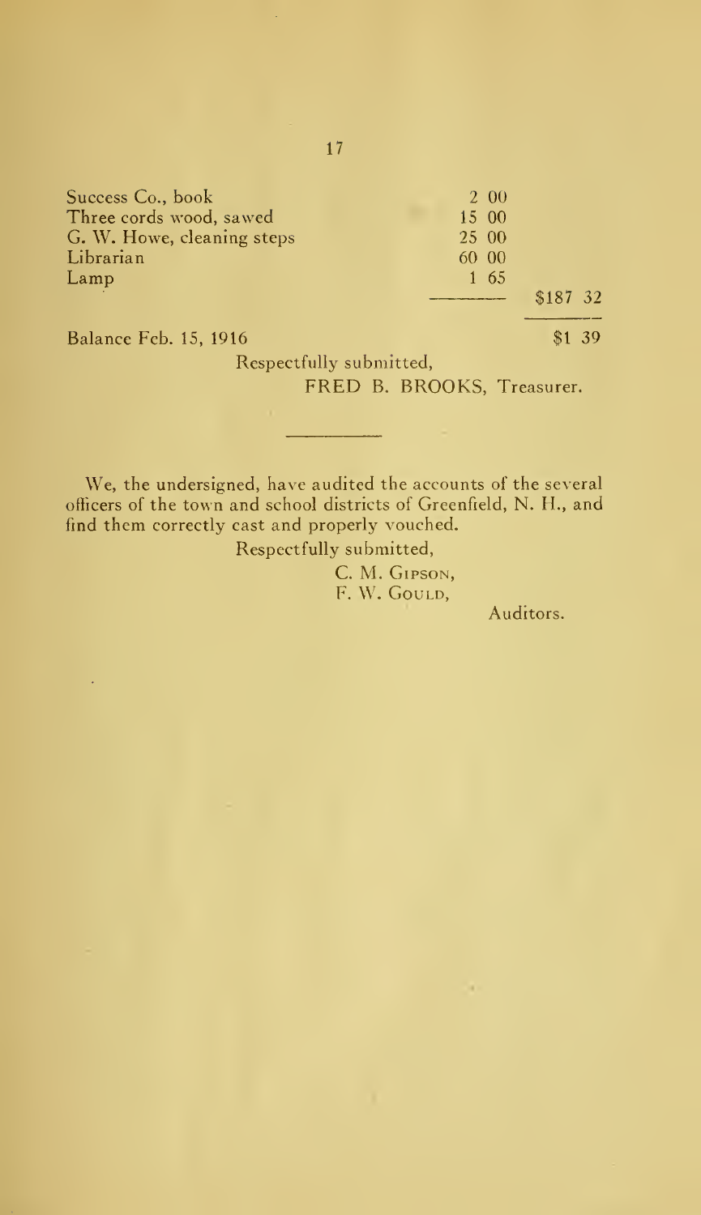| | | |
|---|---|---|
| Success Co., book | 2 00 | |
| Three cords wood, sawed | 15 00 | |
| G. W. Howe, cleaning steps | 25 00 | |
| Librarian | 60 00 | |
| Lamp | 1 65 | |
| | | $187 32 |
| Balance Feb. 15, 1916 | | $1 39 |

Respectfully submitted,

FRED B. BROOKS, Treasurer.

---

We, the undersigned, have audited the accounts of the several officers of the town and school districts of Greenfield, N. H., and find them correctly cast and properly vouched.

Respectfully submitted,

C. M. Gipson,
F. W. Gould,

Auditors.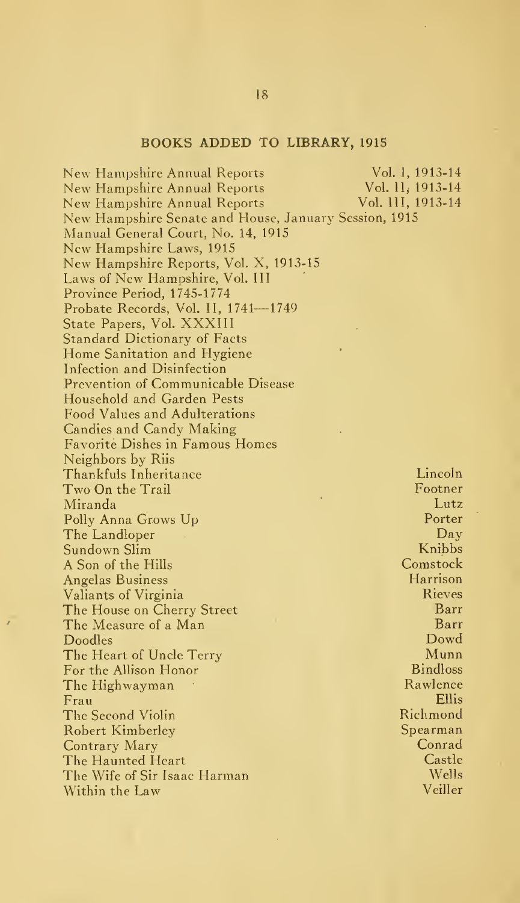## BOOKS ADDED TO LIBRARY, 1915

| | |
|---|---|
| New Hampshire Annual Reports | Vol. I, 1913-14 |
| New Hampshire Annual Reports | Vol. II, 1913-14 |
| New Hampshire Annual Reports | Vol. III, 1913-14 |
| New Hampshire Senate and House, January Session, 1915 | |
| Manual General Court, No. 14, 1915 | |
| New Hampshire Laws, 1915 | |
| New Hampshire Reports, Vol. X, 1913-15 | |
| Laws of New Hampshire, Vol. III | |
| Province Period, 1745-1774 | |
| Probate Records, Vol. II, 1741—1749 | |
| State Papers, Vol. XXXIII | |
| Standard Dictionary of Facts | |
| Home Sanitation and Hygiene | |
| Infection and Disinfection | |
| Prevention of Communicable Disease | |
| Household and Garden Pests | |
| Food Values and Adulterations | |
| Candies and Candy Making | |
| Favorite Dishes in Famous Homes | |
| Neighbors by Riis | |
| Thankfuls Inheritance | Lincoln |
| Two On the Trail | Footner |
| Miranda | Lutz |
| Polly Anna Grows Up | Porter |
| The Landloper | Day |
| Sundown Slim | Knibbs |
| A Son of the Hills | Comstock |
| Angelas Business | Harrison |
| Valiants of Virginia | Rieves |
| The House on Cherry Street | Barr |
| The Measure of a Man | Barr |
| Doodles | Dowd |
| The Heart of Uncle Terry | Munn |
| For the Allison Honor | Bindloss |
| The Highwayman | Rawlence |
| Frau | Ellis |
| The Second Violin | Richmond |
| Robert Kimberley | Spearman |
| Contrary Mary | Conrad |
| The Haunted Heart | Castle |
| The Wife of Sir Isaac Harman | Wells |
| Within the Law | Veiller |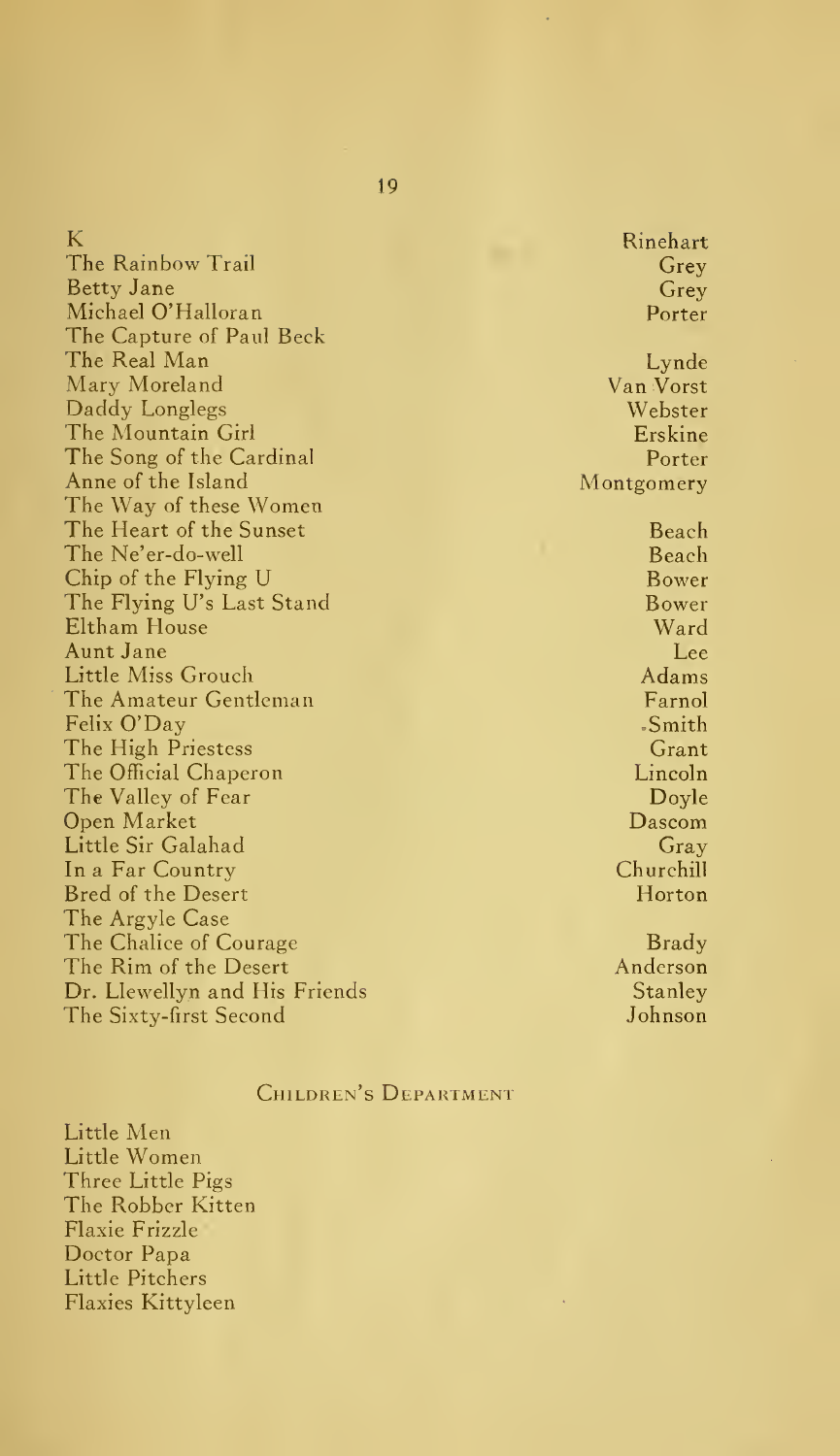| | |
|---|---|
| K | Rinehart |
| The Rainbow Trail | Grey |
| Betty Jane | Grey |
| Michael O'Halloran | Porter |
| The Capture of Paul Beck | |
| The Real Man | Lynde |
| Mary Moreland | Van Vorst |
| Daddy Longlegs | Webster |
| The Mountain Girl | Erskine |
| The Song of the Cardinal | Porter |
| Anne of the Island | Montgomery |
| The Way of these Women | |
| The Heart of the Sunset | Beach |
| The Ne'er-do-well | Beach |
| Chip of the Flying U | Bower |
| The Flying U's Last Stand | Bower |
| Eltham House | Ward |
| Aunt Jane | Lee |
| Little Miss Grouch | Adams |
| The Amateur Gentleman | Farnol |
| Felix O'Day | Smith |
| The High Priestess | Grant |
| The Official Chaperon | Lincoln |
| The Valley of Fear | Doyle |
| Open Market | Dascom |
| Little Sir Galahad | Gray |
| In a Far Country | Churchill |
| Bred of the Desert | Horton |
| The Argyle Case | |
| The Chalice of Courage | Brady |
| The Rim of the Desert | Anderson |
| Dr. Llewellyn and His Friends | Stanley |
| The Sixty-first Second | Johnson |

## Children's Department

Little Men
Little Women
Three Little Pigs
The Robber Kitten
Flaxie Frizzle
Doctor Papa
Little Pitchers
Flaxies Kittyleen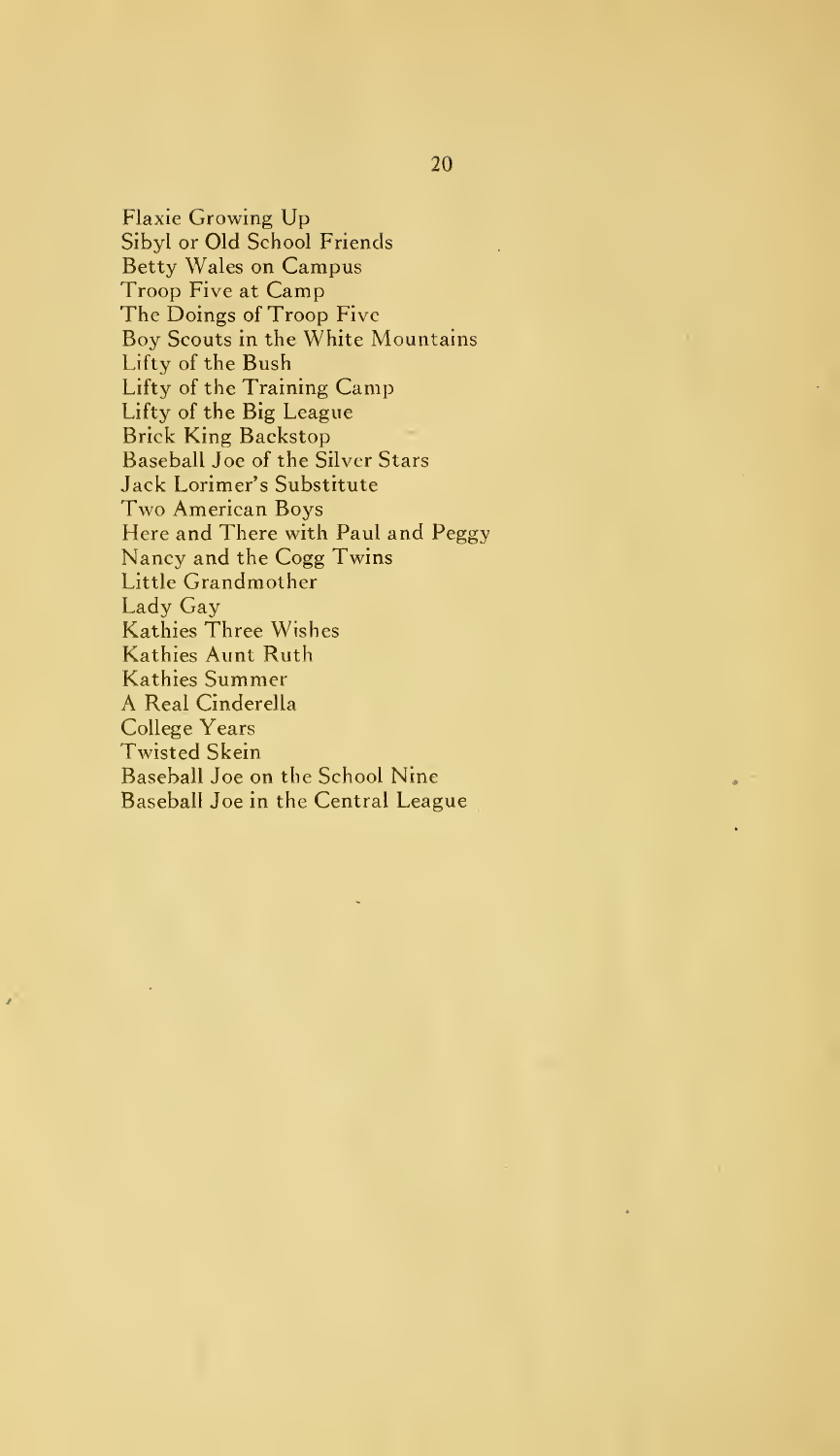Flaxie Growing Up
Sibyl or Old School Friends
Betty Wales on Campus
Troop Five at Camp
The Doings of Troop Five
Boy Scouts in the White Mountains
Lifty of the Bush
Lifty of the Training Camp
Lifty of the Big League
Brick King Backstop
Baseball Joe of the Silver Stars
Jack Lorimer's Substitute
Two American Boys
Here and There with Paul and Peggy
Nancy and the Cogg Twins
Little Grandmother
Lady Gay
Kathies Three Wishes
Kathies Aunt Ruth
Kathies Summer
A Real Cinderella
College Years
Twisted Skein
Baseball Joe on the School Nine
Baseball Joe in the Central League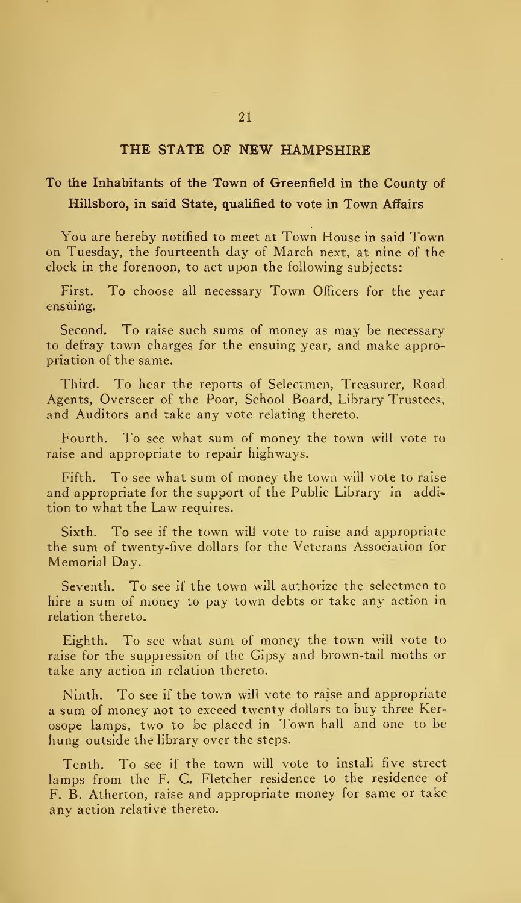## THE STATE OF NEW HAMPSHIRE

### To the Inhabitants of the Town of Greenfield in the County of Hillsboro, in said State, qualified to vote in Town Affairs

You are hereby notified to meet at Town House in said Town on Tuesday, the fourteenth day of March next, at nine of the clock in the forenoon, to act upon the following subjects:

First. To choose all necessary Town Officers for the year ensuing.

Second. To raise such sums of money as may be necessary to defray town charges for the ensuing year, and make appropriation of the same.

Third. To hear the reports of Selectmen, Treasurer, Road Agents, Overseer of the Poor, School Board, Library Trustees, and Auditors and take any vote relating thereto.

Fourth. To see what sum of money the town will vote to raise and appropriate to repair highways.

Fifth. To see what sum of money the town will vote to raise and appropriate for the support of the Public Library in addition to what the Law requires.

Sixth. To see if the town will vote to raise and appropriate the sum of twenty-five dollars for the Veterans Association for Memorial Day.

Seventh. To see if the town will authorize the selectmen to hire a sum of money to pay town debts or take any action in relation thereto.

Eighth. To see what sum of money the town will vote to raise for the suppression of the Gipsy and brown-tail moths or take any action in relation thereto.

Ninth. To see if the town will vote to raise and appropriate a sum of money not to exceed twenty dollars to buy three Kerosope lamps, two to be placed in Town hall and one to be hung outside the library over the steps.

Tenth. To see if the town will vote to install five street lamps from the F. C. Fletcher residence to the residence of F. B. Atherton, raise and appropriate money for same or take any action relative thereto.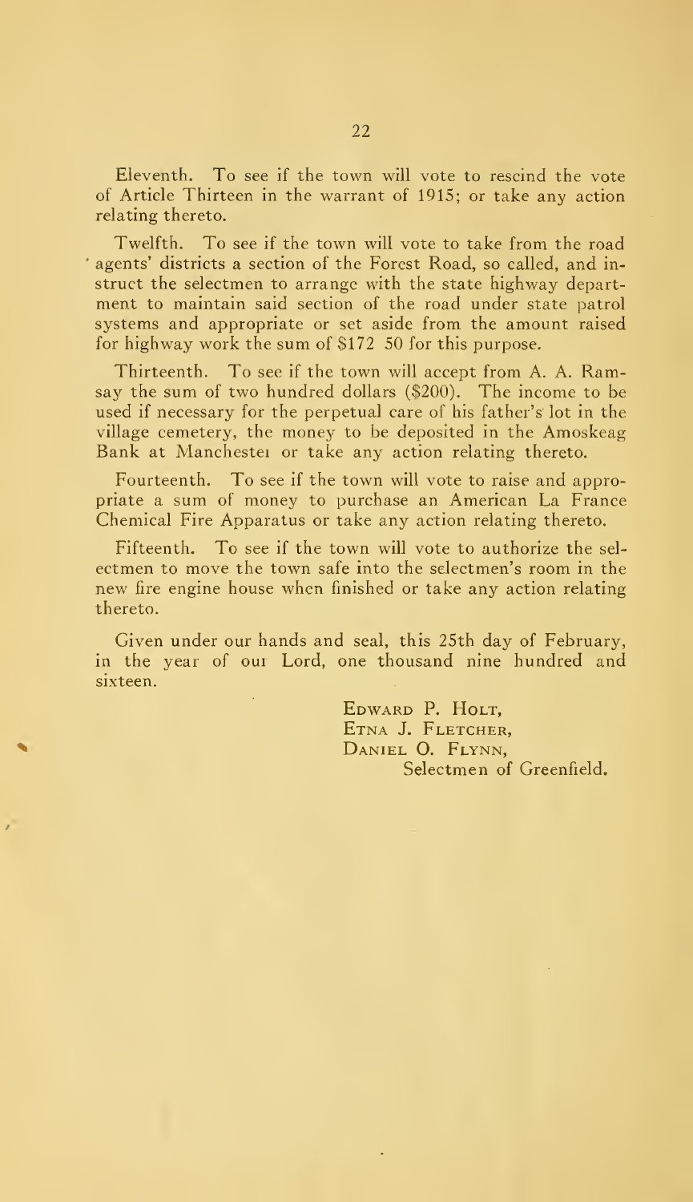Eleventh. To see if the town will vote to rescind the vote of Article Thirteen in the warrant of 1915; or take any action relating thereto.

Twelfth. To see if the town will vote to take from the road agents' districts a section of the Forest Road, so called, and instruct the selectmen to arrange with the state highway department to maintain said section of the road under state patrol systems and appropriate or set aside from the amount raised for highway work the sum of $172 50 for this purpose.

Thirteenth. To see if the town will accept from A. A. Ramsay the sum of two hundred dollars ($200). The income to be used if necessary for the perpetual care of his father's lot in the village cemetery, the money to be deposited in the Amoskeag Bank at Manchester or take any action relating thereto.

Fourteenth. To see if the town will vote to raise and appropriate a sum of money to purchase an American La France Chemical Fire Apparatus or take any action relating thereto.

Fifteenth. To see if the town will vote to authorize the selectmen to move the town safe into the selectmen's room in the new fire engine house when finished or take any action relating thereto.

Given under our hands and seal, this 25th day of February, in the year of our Lord, one thousand nine hundred and sixteen.

Edward P. Holt,
Etna J. Fletcher,
Daniel O. Flynn,
Selectmen of Greenfield.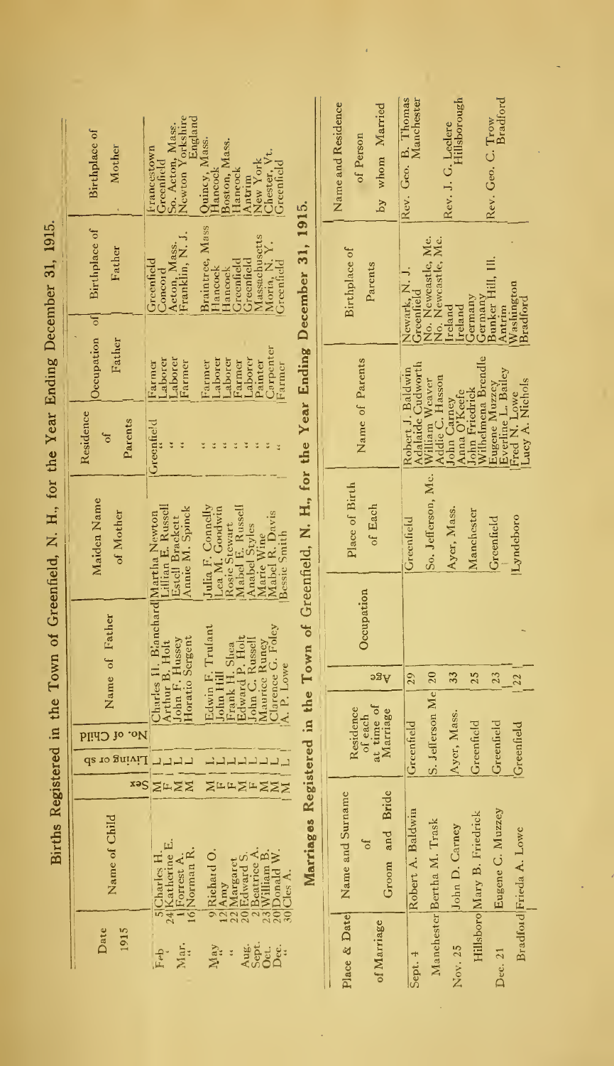## Births Registered in the Town of Greenfield, N. H., for the Year Ending December 31, 1915.

| Date 1915 | | Name of Child | Sex | Living or Stillborn | No. of Child | Name of Father | Maiden Name of Mother | Residence of Parents | Occupation of Father | Birthplace of Father | Birthplace of Mother |
|---|---|---|---|---|---|---|---|---|---|---|---|
| Feb. | 5 | Charles H. | M | L | | Charles H. Blanchard | Martha Newton | Greenfield | Farmer | Greenfield | Francestown |
| " | 24 | Katherine E. | F | L | | Arthur B. Holt | Lillian E. Russell | " | Laborer | Concord | Greenfield |
| Mar. | 1 | Forrest A. | M | L | | John F. Hussey | Estell Brackett | " | Laborer | Acton, Mass. | So. Acton, Mass. |
| " | 16 | Norman R. | M | L | | Horatio Sergent | Annie M. Spinck | " | Farmer | Franklin, N. J. | Newton Yorkshire England |
| May | 9 | Richard O. | M | L | | Edwin F. Trufant | Julia F. Connelly | " | Farmer | Braintree, Mass | Quincy, Mass. |
| " | 12 | Amy | F | L | | John Hill | Lea M. Goodwin | " | Laborer | Hancock | Hancock |
| " | 22 | Margaret | F | L | | Frank H. Shea | Rosie Stewart | " | Laborer | Hancock | Boston, Mass. |
| Aug. | 20 | Edward S. | M | L | | Edward P. Holt | Anabel Styles | " | Farmer | Greenfield | Hancock |
| Sept. | 2 | Beatrice A. | F | L | | John C. Russell | Mabel E. Russell | " | Laborer | Greenfield | Antrim |
| Oct. | 23 | William B. | M | L | | Maurice Runey | Marie Wine | " | Painter | Massachusetts | New York |
| Dec. | 20 | Donald W. | M | L | | Clarence G. Foley | Mabel R. Davis | " | Carpenter | Moria, N. Y. | Chester, Vt. |
| " | 30 | Cles A. | M | L | | A. P. Lowe | Bessie Smith | " | Farmer | Greenfield | Greenfield |

## Marriages Registered in the Town of Greenfield, N. H., for the Year Ending December 31, 1915.

| Place & Date of Marriage | Name and Surname of Groom and Bride | Residence of each at time of Marriage | Age | Occupation | Place of Birth of Each | Name of Parents | Birthplace of Parents | Name and Residence of Person by whom Married |
|---|---|---|---|---|---|---|---|---|
| Sept. 4 | Robert A. Baldwin | Greenfield | 29 | | Greenfield | Robert J. Baldwin<br>Adalaide Cudworth | Newark, N. J.<br>Greenfield | Rev. Geo. B. Thomas Manchester |
| Manchester | Bertha M. Trask | S. Jefferson Me | 20 | | So. Jefferson, Me. | William Weaver<br>Addie C. Hasson | No. Newcastle, Me.<br>No. Newcastle, Me. | |
| Nov. 25 | John D. Carney | Ayer, Mass. | 33 | | Ayer, Mass. | John Carney<br>Anna O'Keefe | Ireland<br>Ireland | Rev. J. G. Leclere Hillsborough |
| Hillsboro | Mary B. Friedrick | Greenfield | 25 | | Manchester | John Friedrick<br>Wilhelmena Brendle | Germany<br>Germany | |
| Dec. 21 | Eugene C. Muzzey | Greenfield | 23 | | Greenfield | Eugene Muzzey<br>Everline L. Bailey | Bunker Hill, Ill.<br>Antrim | Rev. Geo. C. Trow Bradford |
| Bradford | Frieda A. Lowe | Greenfield | 22 | | Lyndeboro | Fred N. Lowe<br>Lucy A. Nichols | Washington<br>Bradford | |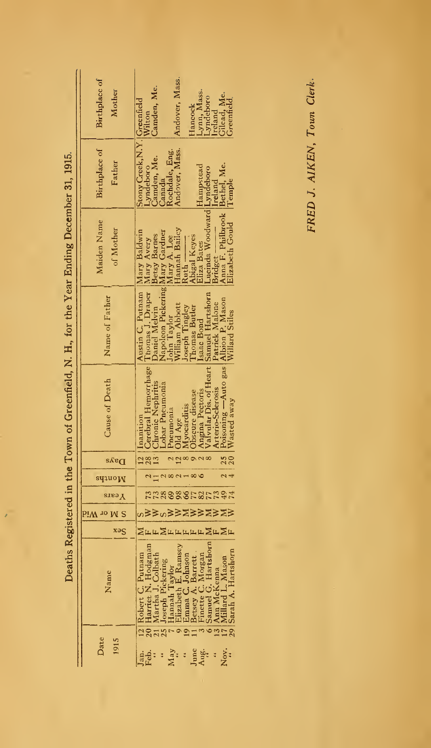# Deaths Registered in the Town of Greenfield, N. H., for the Year Ending December 31, 1915.

| Date 1915 | | Name | Sex | S M or W'd | Years | Months | Days | Cause of Death | Name of Father | Maiden Name of Mother | Birthplace of Father | Birthplace of Mother |
|---|---|---|---|---|---|---|---|---|---|---|---|---|
| Jan. | 12 | Robert C. Putnam | M | S | | | 12 | Inanition | Austin C. Putnam | Mary Baldwin | Stony Creek, N.Y. | Greenfield |
| Feb. | 20 | Harriet N. Hodgman | F | W | 73 | 2 | 28 | Cerebral Hemorrhage | Thomas J. Draper | Mary Avery | Lyndeboro | Wilton |
| " | 21 | Martha J. Colbath | F | W | 73 | 11 | 13 | Chronic Nephritis | Daniel Melvin | Betsy Barnes | Camden, Me. | Camden, Me. |
| " | 25 | Joseph Pickering | M | S | 28 | 2 | | Lobar Pneumonia | Napoleon Pickering | Mary Gardner | Canada | |
| May | 7 | Hannah Taylor | F | S | 69 | 8 | 2 | Pneumonia | John Taylor | Mary A. Lee | Rochdale, Eng. | |
| " | 9 | Elizabeth E. Ramsey | F | W | 98 | 2 | 12 | Old Age | William Abbott | Hannah Bailey | Andover, Mass. | Andover, Mass. |
| " | 19 | Emma C. Johnson | F | M | 66 | 1 | 8 | Myocarditis | Joseph Tingley | Ruth ——— | | |
| June | 11 | Betsey A. Barrett | F | W | 77 | 8 | 9 | Obscure disease | Thomas Butler | Abigal Keyes | | Hancock |
| Aug. | 3 | Finette C. Morgan | F | W | 82 | 6 | 2 | Angina Pectoris | Isaac Bond | Eliza Bates | Hampstead | Lynn, Mass. |
| " | 6 | Samuel G. Hartshorn | M | M | 77 | | 8 | Valvular Dis. of Heart | Samuel Hartshorn | Lucinda Woodward | Lyndeboro | Lyndeboro |
| " | 13 | Ann McKenna | F | W | 73 | | | Arterio-Sclerosis | Patrick Malone | Bridget ——— | Ireland | Ireland |
| Nov. | 17 | Millard L. Mason | M | M | 49 | 2 | 25 | Poisoning —Auto gas | Albion P. Mason | Anna F. Philbrook | Bethel, Me. | Gilead, Me. |
| " | 29 | Sarah A. Hartshorn | F | W | 74 | 4 | 20 | Wasted away | Willard Stiles | Elizabeth Gould | Temple | Greenfield |

*FRED J. AIKEN, Town Clerk.*